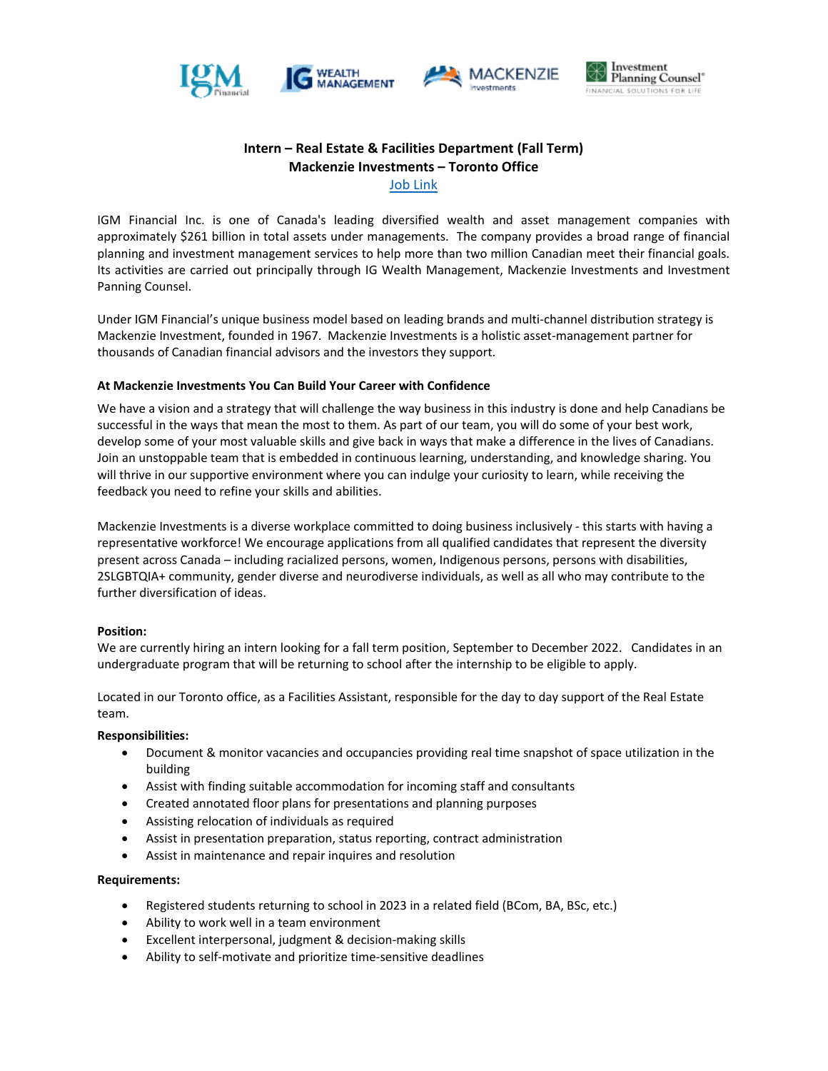**Intern – Real Estate & Facilities Department (Fall Term)**
**Mackenzie Investments – Toronto Office**
[Job Link]

IGM Financial Inc. is one of Canada's leading diversified wealth and asset management companies with approximately $261 billion in total assets under managements. The company provides a broad range of financial planning and investment management services to help more than two million Canadian meet their financial goals. Its activities are carried out principally through IG Wealth Management, Mackenzie Investments and Investment Panning Counsel.

Under IGM Financial's unique business model based on leading brands and multi-channel distribution strategy is Mackenzie Investment, founded in 1967. Mackenzie Investments is a holistic asset-management partner for thousands of Canadian financial advisors and the investors they support.

**At Mackenzie Investments You Can Build Your Career with Confidence**

We have a vision and a strategy that will challenge the way business in this industry is done and help Canadians be successful in the ways that mean the most to them. As part of our team, you will do some of your best work, develop some of your most valuable skills and give back in ways that make a difference in the lives of Canadians. Join an unstoppable team that is embedded in continuous learning, understanding, and knowledge sharing. You will thrive in our supportive environment where you can indulge your curiosity to learn, while receiving the feedback you need to refine your skills and abilities.

Mackenzie Investments is a diverse workplace committed to doing business inclusively - this starts with having a representative workforce! We encourage applications from all qualified candidates that represent the diversity present across Canada – including racialized persons, women, Indigenous persons, persons with disabilities, 2SLGBTQIA+ community, gender diverse and neurodiverse individuals, as well as all who may contribute to the further diversification of ideas.

**Position:**
We are currently hiring an intern looking for a fall term position, September to December 2022. Candidates in an undergraduate program that will be returning to school after the internship to be eligible to apply.

Located in our Toronto office, as a Facilities Assistant, responsible for the day to day support of the Real Estate team.

**Responsibilities:**

- Document & monitor vacancies and occupancies providing real time snapshot of space utilization in the building
- Assist with finding suitable accommodation for incoming staff and consultants
- Created annotated floor plans for presentations and planning purposes
- Assisting relocation of individuals as required
- Assist in presentation preparation, status reporting, contract administration
- Assist in maintenance and repair inquires and resolution

**Requirements:**

- Registered students returning to school in 2023 in a related field (BCom, BA, BSc, etc.)
- Ability to work well in a team environment
- Excellent interpersonal, judgment & decision-making skills
- Ability to self-motivate and prioritize time-sensitive deadlines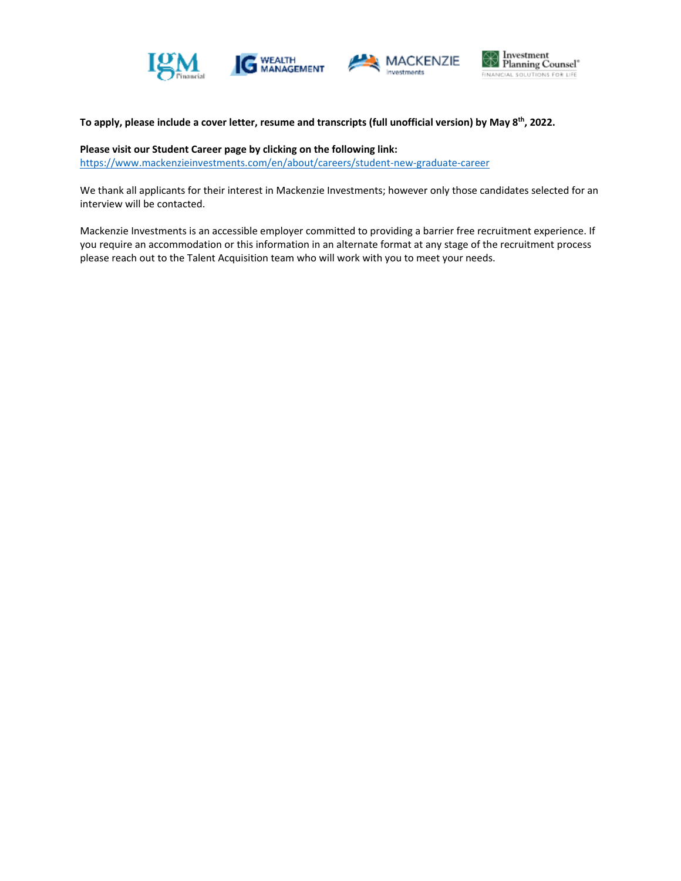**To apply, please include a cover letter, resume and transcripts (full unofficial version) by May 8th, 2022.**

**Please visit our Student Career page by clicking on the following link:**
https://www.mackenzieinvestments.com/en/about/careers/student-new-graduate-career

We thank all applicants for their interest in Mackenzie Investments; however only those candidates selected for an interview will be contacted.

Mackenzie Investments is an accessible employer committed to providing a barrier free recruitment experience. If you require an accommodation or this information in an alternate format at any stage of the recruitment process please reach out to the Talent Acquisition team who will work with you to meet your needs.